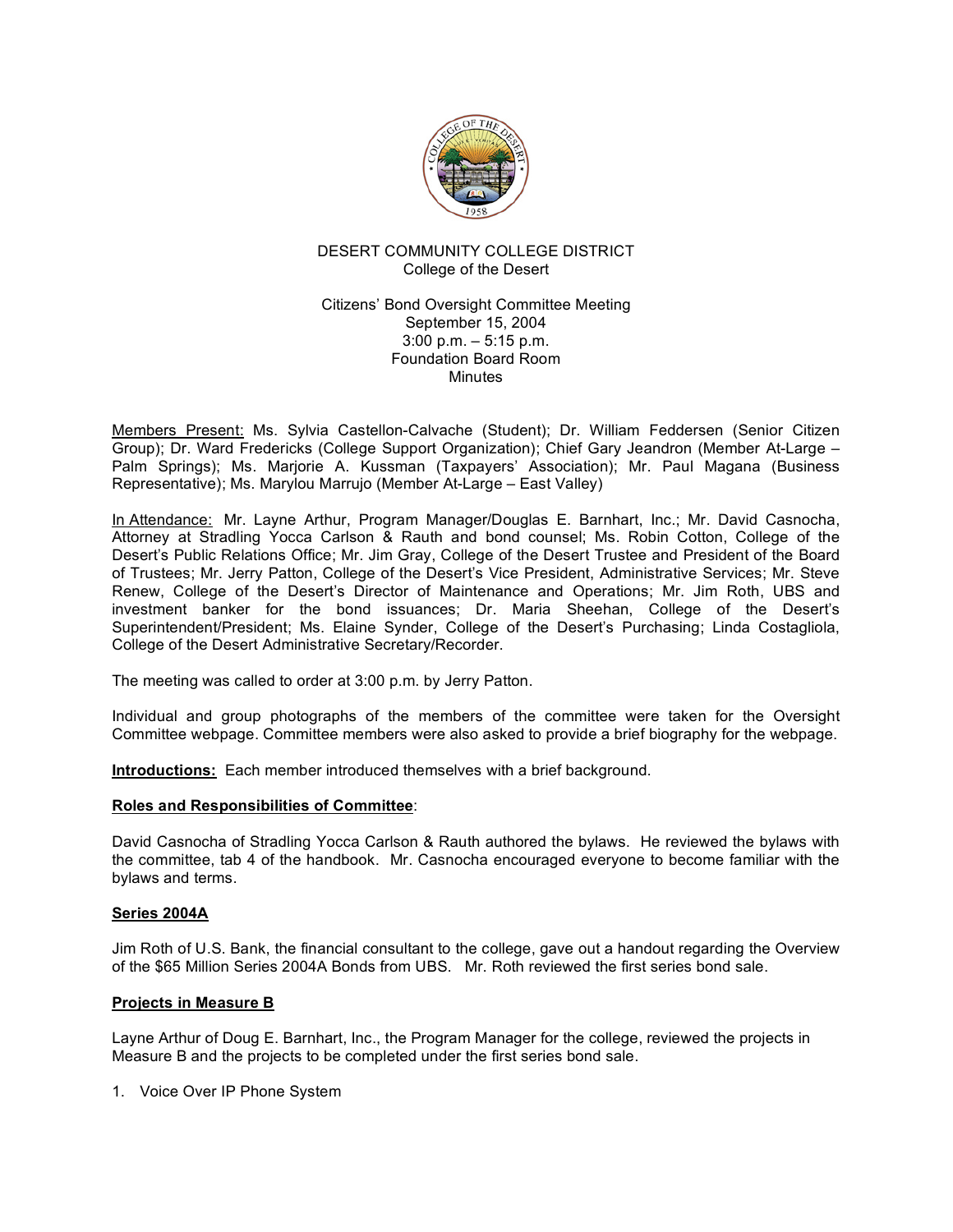DESERT COMMUNITY COLLEGE DISTRICT
College of the Desert

Citizens' Bond Oversight Committee Meeting
September 15, 2004
3:00 p.m. – 5:15 p.m.
Foundation Board Room
Minutes

Members Present: Ms. Sylvia Castellon-Calvache (Student); Dr. William Feddersen (Senior Citizen Group); Dr. Ward Fredericks (College Support Organization); Chief Gary Jeandron (Member At-Large – Palm Springs); Ms. Marjorie A. Kussman (Taxpayers' Association); Mr. Paul Magana (Business Representative); Ms. Marylou Marrujo (Member At-Large – East Valley)

In Attendance: Mr. Layne Arthur, Program Manager/Douglas E. Barnhart, Inc.; Mr. David Casnocha, Attorney at Stradling Yocca Carlson & Rauth and bond counsel; Ms. Robin Cotton, College of the Desert's Public Relations Office; Mr. Jim Gray, College of the Desert Trustee and President of the Board of Trustees; Mr. Jerry Patton, College of the Desert's Vice President, Administrative Services; Mr. Steve Renew, College of the Desert's Director of Maintenance and Operations; Mr. Jim Roth, UBS and investment banker for the bond issuances; Dr. Maria Sheehan, College of the Desert's Superintendent/President; Ms. Elaine Synder, College of the Desert's Purchasing; Linda Costagliola, College of the Desert Administrative Secretary/Recorder.

The meeting was called to order at 3:00 p.m. by Jerry Patton.

Individual and group photographs of the members of the committee were taken for the Oversight Committee webpage. Committee members were also asked to provide a brief biography for the webpage.

**Introductions:** Each member introduced themselves with a brief background.

**Roles and Responsibilities of Committee**:

David Casnocha of Stradling Yocca Carlson & Rauth authored the bylaws. He reviewed the bylaws with the committee, tab 4 of the handbook. Mr. Casnocha encouraged everyone to become familiar with the bylaws and terms.

**Series 2004A**

Jim Roth of U.S. Bank, the financial consultant to the college, gave out a handout regarding the Overview of the $65 Million Series 2004A Bonds from UBS. Mr. Roth reviewed the first series bond sale.

**Projects in Measure B**

Layne Arthur of Doug E. Barnhart, Inc., the Program Manager for the college, reviewed the projects in Measure B and the projects to be completed under the first series bond sale.

1. Voice Over IP Phone System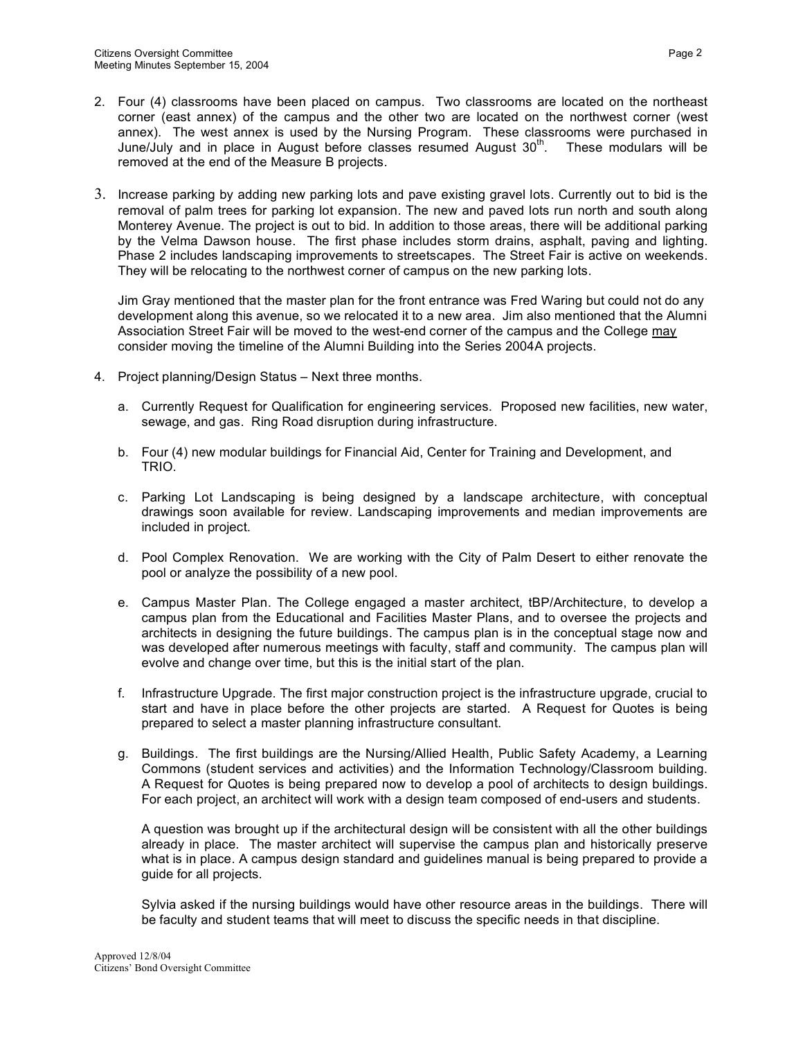2. Four (4) classrooms have been placed on campus. Two classrooms are located on the northeast corner (east annex) of the campus and the other two are located on the northwest corner (west annex). The west annex is used by the Nursing Program. These classrooms were purchased in June/July and in place in August before classes resumed August 30th. These modulars will be removed at the end of the Measure B projects.

3. Increase parking by adding new parking lots and pave existing gravel lots. Currently out to bid is the removal of palm trees for parking lot expansion. The new and paved lots run north and south along Monterey Avenue. The project is out to bid. In addition to those areas, there will be additional parking by the Velma Dawson house. The first phase includes storm drains, asphalt, paving and lighting. Phase 2 includes landscaping improvements to streetscapes. The Street Fair is active on weekends. They will be relocating to the northwest corner of campus on the new parking lots.

   Jim Gray mentioned that the master plan for the front entrance was Fred Waring but could not do any development along this avenue, so we relocated it to a new area. Jim also mentioned that the Alumni Association Street Fair will be moved to the west-end corner of the campus and the College <u>may</u> consider moving the timeline of the Alumni Building into the Series 2004A projects.

4. Project planning/Design Status – Next three months.

   a. Currently Request for Qualification for engineering services. Proposed new facilities, new water, sewage, and gas. Ring Road disruption during infrastructure.

   b. Four (4) new modular buildings for Financial Aid, Center for Training and Development, and TRIO.

   c. Parking Lot Landscaping is being designed by a landscape architecture, with conceptual drawings soon available for review. Landscaping improvements and median improvements are included in project.

   d. Pool Complex Renovation. We are working with the City of Palm Desert to either renovate the pool or analyze the possibility of a new pool.

   e. Campus Master Plan. The College engaged a master architect, tBP/Architecture, to develop a campus plan from the Educational and Facilities Master Plans, and to oversee the projects and architects in designing the future buildings. The campus plan is in the conceptual stage now and was developed after numerous meetings with faculty, staff and community. The campus plan will evolve and change over time, but this is the initial start of the plan.

   f. Infrastructure Upgrade. The first major construction project is the infrastructure upgrade, crucial to start and have in place before the other projects are started. A Request for Quotes is being prepared to select a master planning infrastructure consultant.

   g. Buildings. The first buildings are the Nursing/Allied Health, Public Safety Academy, a Learning Commons (student services and activities) and the Information Technology/Classroom building. A Request for Quotes is being prepared now to develop a pool of architects to design buildings. For each project, an architect will work with a design team composed of end-users and students.

      A question was brought up if the architectural design will be consistent with all the other buildings already in place. The master architect will supervise the campus plan and historically preserve what is in place. A campus design standard and guidelines manual is being prepared to provide a guide for all projects.

      Sylvia asked if the nursing buildings would have other resource areas in the buildings. There will be faculty and student teams that will meet to discuss the specific needs in that discipline.

Approved 12/8/04
Citizens' Bond Oversight Committee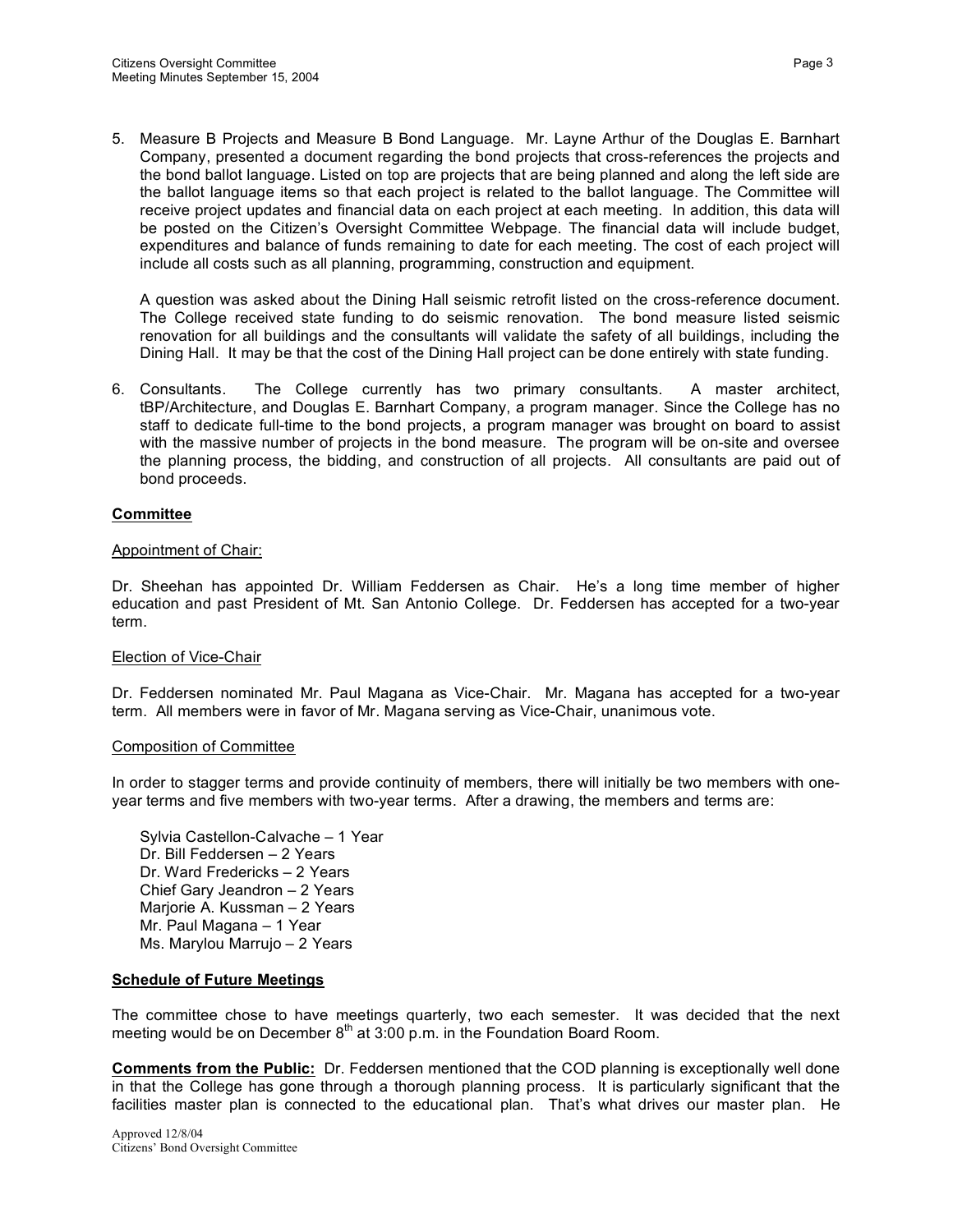5. Measure B Projects and Measure B Bond Language. Mr. Layne Arthur of the Douglas E. Barnhart Company, presented a document regarding the bond projects that cross-references the projects and the bond ballot language. Listed on top are projects that are being planned and along the left side are the ballot language items so that each project is related to the ballot language. The Committee will receive project updates and financial data on each project at each meeting. In addition, this data will be posted on the Citizen's Oversight Committee Webpage. The financial data will include budget, expenditures and balance of funds remaining to date for each meeting. The cost of each project will include all costs such as all planning, programming, construction and equipment.

   A question was asked about the Dining Hall seismic retrofit listed on the cross-reference document. The College received state funding to do seismic renovation. The bond measure listed seismic renovation for all buildings and the consultants will validate the safety of all buildings, including the Dining Hall. It may be that the cost of the Dining Hall project can be done entirely with state funding.

6. Consultants. The College currently has two primary consultants. A master architect, tBP/Architecture, and Douglas E. Barnhart Company, a program manager. Since the College has no staff to dedicate full-time to the bond projects, a program manager was brought on board to assist with the massive number of projects in the bond measure. The program will be on-site and oversee the planning process, the bidding, and construction of all projects. All consultants are paid out of bond proceeds.

**Committee**

Appointment of Chair:

Dr. Sheehan has appointed Dr. William Feddersen as Chair. He's a long time member of higher education and past President of Mt. San Antonio College. Dr. Feddersen has accepted for a two-year term.

Election of Vice-Chair

Dr. Feddersen nominated Mr. Paul Magana as Vice-Chair. Mr. Magana has accepted for a two-year term. All members were in favor of Mr. Magana serving as Vice-Chair, unanimous vote.

Composition of Committee

In order to stagger terms and provide continuity of members, there will initially be two members with one-year terms and five members with two-year terms. After a drawing, the members and terms are:

Sylvia Castellon-Calvache – 1 Year
Dr. Bill Feddersen – 2 Years
Dr. Ward Fredericks – 2 Years
Chief Gary Jeandron – 2 Years
Marjorie A. Kussman – 2 Years
Mr. Paul Magana – 1 Year
Ms. Marylou Marrujo – 2 Years

**Schedule of Future Meetings**

The committee chose to have meetings quarterly, two each semester. It was decided that the next meeting would be on December 8th at 3:00 p.m. in the Foundation Board Room.

**Comments from the Public:** Dr. Feddersen mentioned that the COD planning is exceptionally well done in that the College has gone through a thorough planning process. It is particularly significant that the facilities master plan is connected to the educational plan. That's what drives our master plan. He

Approved 12/8/04
Citizens' Bond Oversight Committee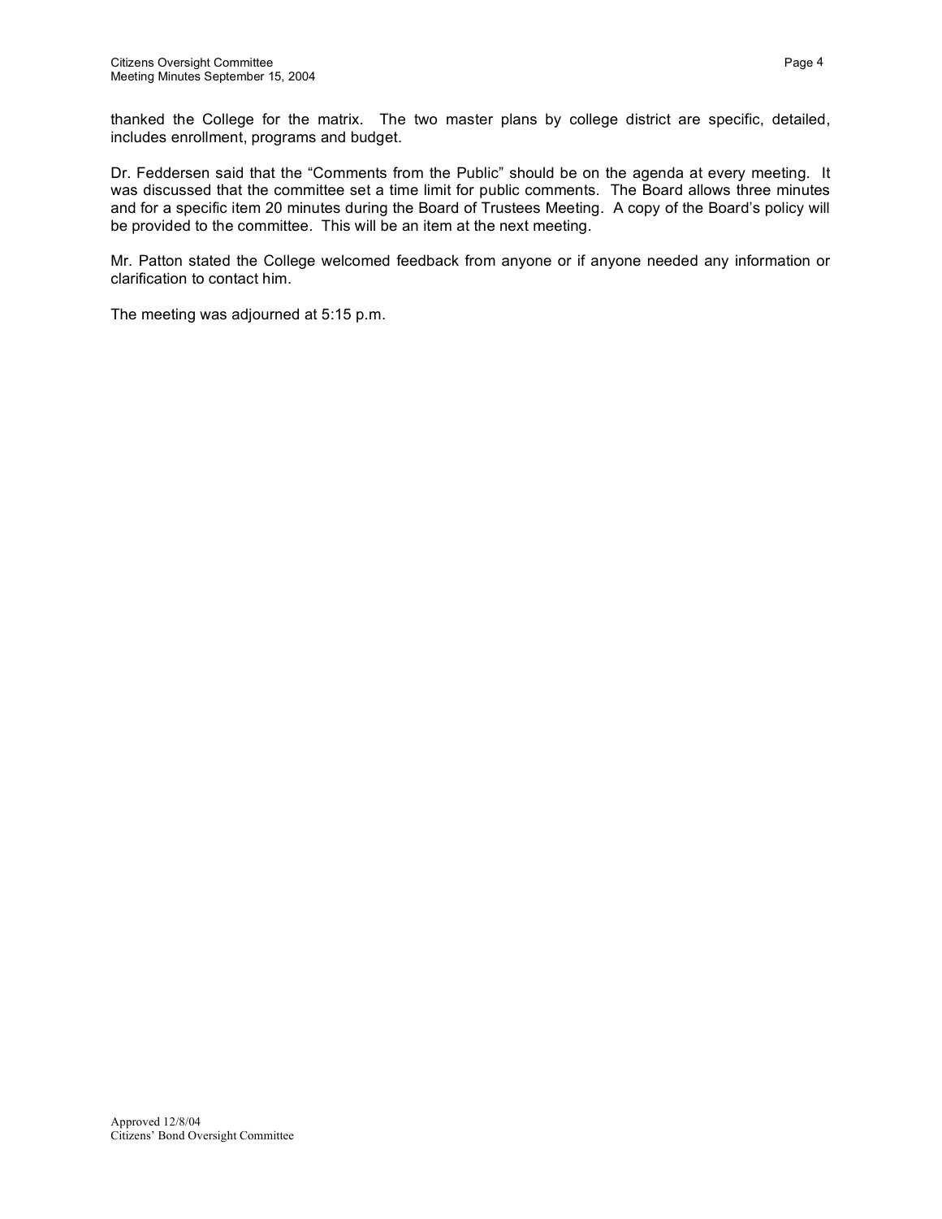thanked the College for the matrix. The two master plans by college district are specific, detailed, includes enrollment, programs and budget.

Dr. Feddersen said that the "Comments from the Public" should be on the agenda at every meeting. It was discussed that the committee set a time limit for public comments. The Board allows three minutes and for a specific item 20 minutes during the Board of Trustees Meeting. A copy of the Board's policy will be provided to the committee. This will be an item at the next meeting.

Mr. Patton stated the College welcomed feedback from anyone or if anyone needed any information or clarification to contact him.

The meeting was adjourned at 5:15 p.m.

Approved 12/8/04
Citizens' Bond Oversight Committee